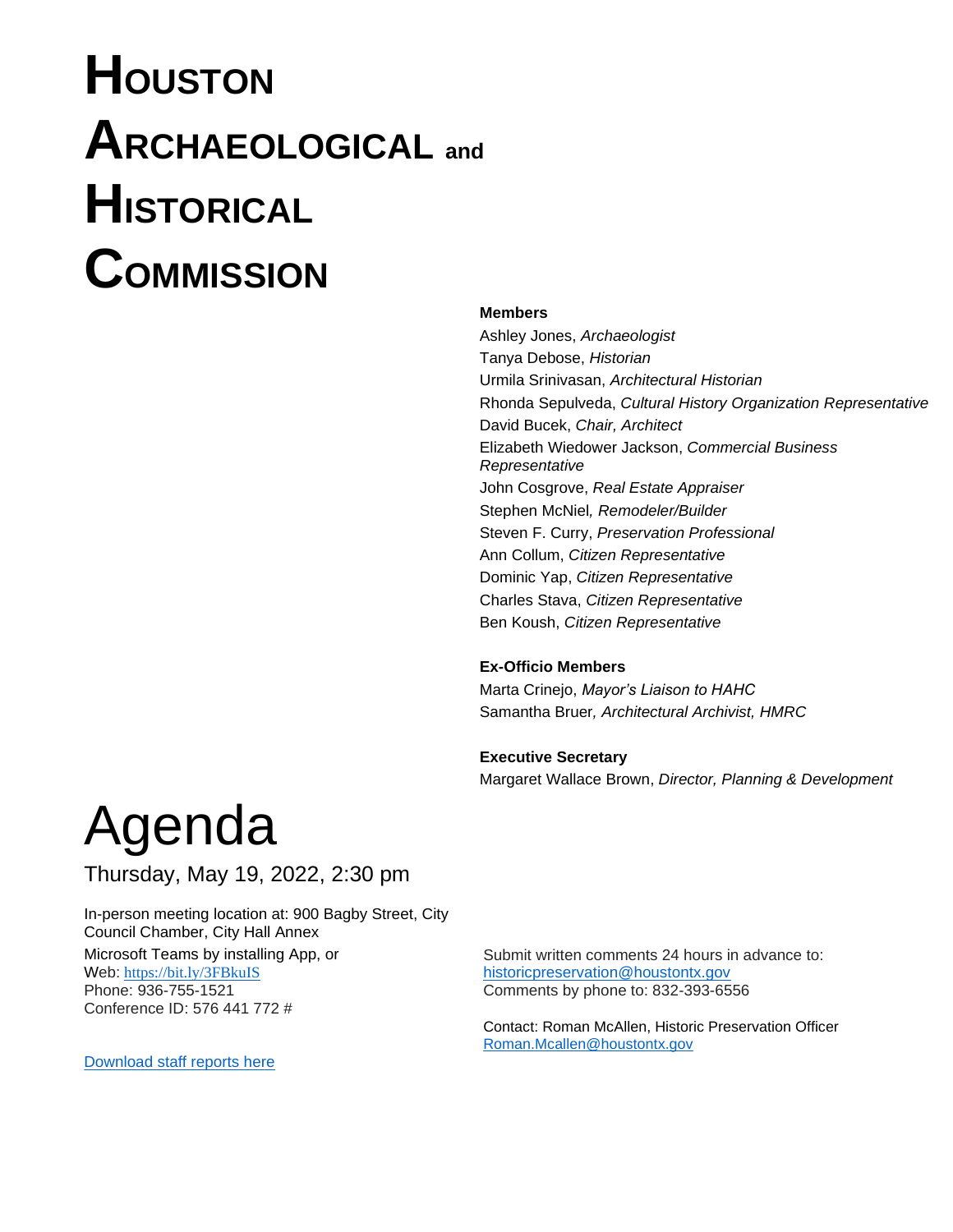# HOUSTON ARCHAEOLOGICAL and HISTORICAL COMMISSION

**Members**

Ashley Jones, *Archaeologist*
Tanya Debose, *Historian*
Urmila Srinivasan, *Architectural Historian*
Rhonda Sepulveda, *Cultural History Organization Representative*
David Bucek, *Chair, Architect*
Elizabeth Wiedower Jackson, *Commercial Business Representative*
John Cosgrove, *Real Estate Appraiser*
Stephen McNiel*, Remodeler/Builder*
Steven F. Curry, *Preservation Professional*
Ann Collum, *Citizen Representative*
Dominic Yap, *Citizen Representative*
Charles Stava, *Citizen Representative*
Ben Koush, *Citizen Representative*

**Ex-Officio Members**

Marta Crinejo, *Mayor's Liaison to HAHC*
Samantha Bruer*, Architectural Archivist, HMRC*

**Executive Secretary**

Margaret Wallace Brown, *Director, Planning & Development*

# Agenda

Thursday, May 19, 2022, 2:30 pm

In-person meeting location at: 900 Bagby Street, City Council Chamber, City Hall Annex

Microsoft Teams by installing App, or
Web: https://bit.ly/3FBkuIS
Phone: 936-755-1521
Conference ID: 576 441 772 #

[Download staff reports here](#)

Submit written comments 24 hours in advance to:
historicpreservation@houstontx.gov
Comments by phone to: 832-393-6556

Contact: Roman McAllen, Historic Preservation Officer
Roman.Mcallen@houstontx.gov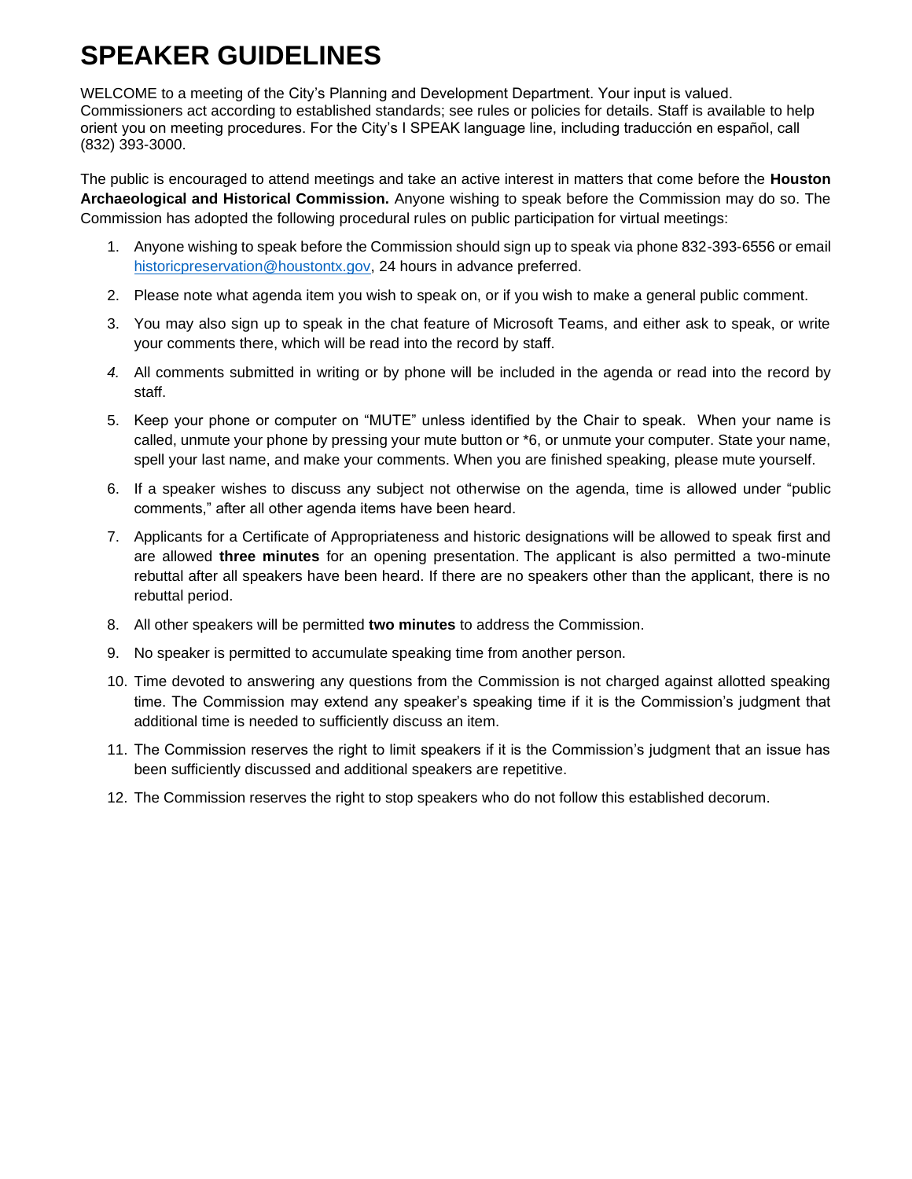# SPEAKER GUIDELINES

WELCOME to a meeting of the City's Planning and Development Department. Your input is valued. Commissioners act according to established standards; see rules or policies for details. Staff is available to help orient you on meeting procedures. For the City's I SPEAK language line, including traducción en español, call (832) 393-3000.

The public is encouraged to attend meetings and take an active interest in matters that come before the **Houston Archaeological and Historical Commission.** Anyone wishing to speak before the Commission may do so. The Commission has adopted the following procedural rules on public participation for virtual meetings:

1. Anyone wishing to speak before the Commission should sign up to speak via phone 832-393-6556 or email historicpreservation@houstontx.gov, 24 hours in advance preferred.
2. Please note what agenda item you wish to speak on, or if you wish to make a general public comment.
3. You may also sign up to speak in the chat feature of Microsoft Teams, and either ask to speak, or write your comments there, which will be read into the record by staff.
4. All comments submitted in writing or by phone will be included in the agenda or read into the record by staff.
5. Keep your phone or computer on "MUTE" unless identified by the Chair to speak. When your name is called, unmute your phone by pressing your mute button or *6, or unmute your computer. State your name, spell your last name, and make your comments. When you are finished speaking, please mute yourself.
6. If a speaker wishes to discuss any subject not otherwise on the agenda, time is allowed under "public comments," after all other agenda items have been heard.
7. Applicants for a Certificate of Appropriateness and historic designations will be allowed to speak first and are allowed **three minutes** for an opening presentation. The applicant is also permitted a two-minute rebuttal after all speakers have been heard. If there are no speakers other than the applicant, there is no rebuttal period.
8. All other speakers will be permitted **two minutes** to address the Commission.
9. No speaker is permitted to accumulate speaking time from another person.
10. Time devoted to answering any questions from the Commission is not charged against allotted speaking time. The Commission may extend any speaker's speaking time if it is the Commission's judgment that additional time is needed to sufficiently discuss an item.
11. The Commission reserves the right to limit speakers if it is the Commission's judgment that an issue has been sufficiently discussed and additional speakers are repetitive.
12. The Commission reserves the right to stop speakers who do not follow this established decorum.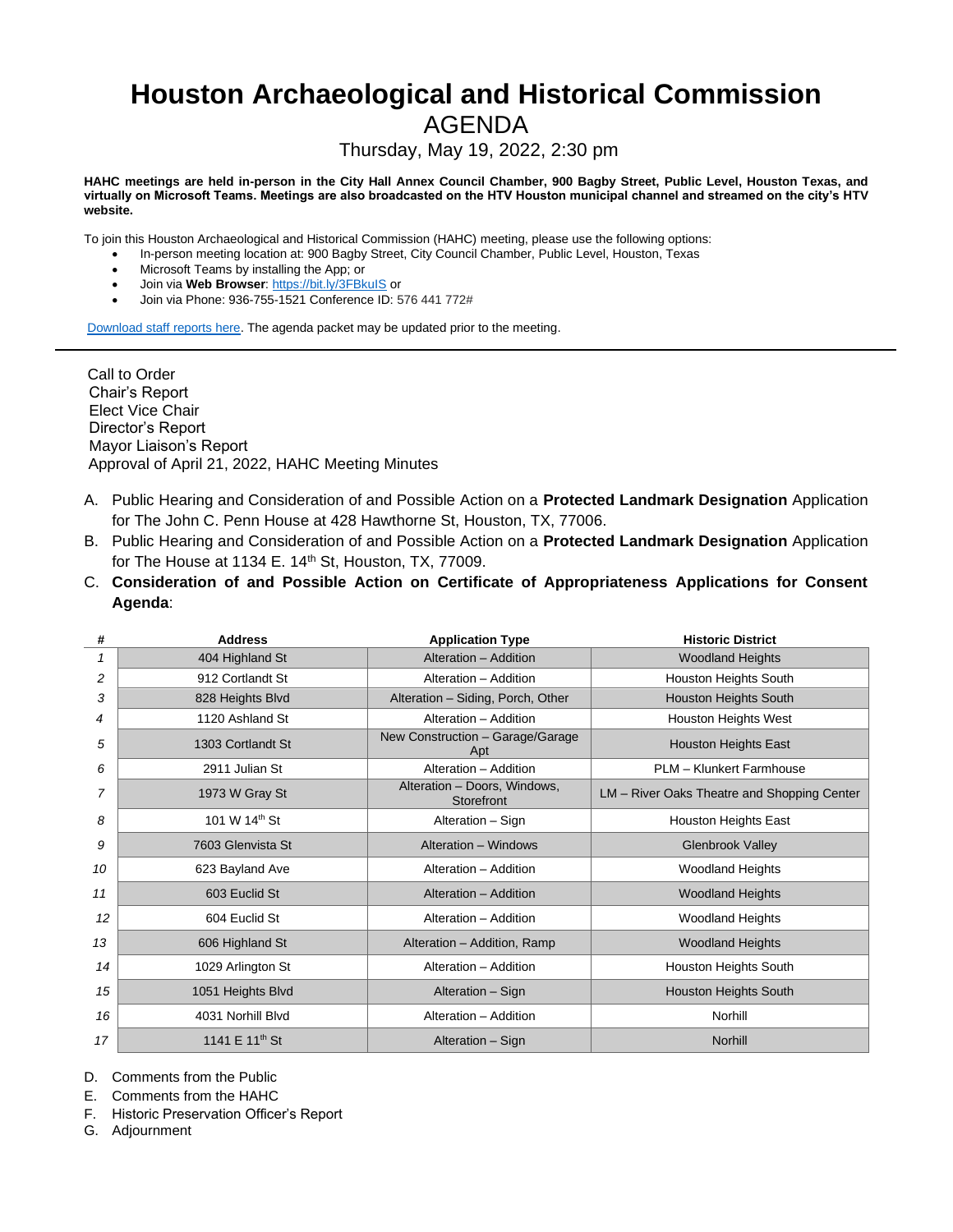# Houston Archaeological and Historical Commission

## AGENDA

Thursday, May 19, 2022, 2:30 pm

**HAHC meetings are held in-person in the City Hall Annex Council Chamber, 900 Bagby Street, Public Level, Houston Texas, and virtually on Microsoft Teams. Meetings are also broadcasted on the HTV Houston municipal channel and streamed on the city's HTV website.**

To join this Houston Archaeological and Historical Commission (HAHC) meeting, please use the following options:

- In-person meeting location at: 900 Bagby Street, City Council Chamber, Public Level, Houston, Texas
- Microsoft Teams by installing the App; or
- Join via **Web Browser**: https://bit.ly/3FBkuIS or
- Join via Phone: 936-755-1521 Conference ID: 576 441 772#

Download staff reports here. The agenda packet may be updated prior to the meeting.

---

Call to Order
Chair's Report
Elect Vice Chair
Director's Report
Mayor Liaison's Report
Approval of April 21, 2022, HAHC Meeting Minutes

A. Public Hearing and Consideration of and Possible Action on a **Protected Landmark Designation** Application for The John C. Penn House at 428 Hawthorne St, Houston, TX, 77006.
B. Public Hearing and Consideration of and Possible Action on a **Protected Landmark Designation** Application for The House at 1134 E. 14th St, Houston, TX, 77009.
C. **Consideration of and Possible Action on Certificate of Appropriateness Applications for Consent Agenda**:

| # | Address | Application Type | Historic District |
|---|---|---|---|
| 1 | 404 Highland St | Alteration – Addition | Woodland Heights |
| 2 | 912 Cortlandt St | Alteration – Addition | Houston Heights South |
| 3 | 828 Heights Blvd | Alteration – Siding, Porch, Other | Houston Heights South |
| 4 | 1120 Ashland St | Alteration – Addition | Houston Heights West |
| 5 | 1303 Cortlandt St | New Construction – Garage/Garage Apt | Houston Heights East |
| 6 | 2911 Julian St | Alteration – Addition | PLM – Klunkert Farmhouse |
| 7 | 1973 W Gray St | Alteration – Doors, Windows, Storefront | LM – River Oaks Theatre and Shopping Center |
| 8 | 101 W 14th St | Alteration – Sign | Houston Heights East |
| 9 | 7603 Glenvista St | Alteration – Windows | Glenbrook Valley |
| 10 | 623 Bayland Ave | Alteration – Addition | Woodland Heights |
| 11 | 603 Euclid St | Alteration – Addition | Woodland Heights |
| 12 | 604 Euclid St | Alteration – Addition | Woodland Heights |
| 13 | 606 Highland St | Alteration – Addition, Ramp | Woodland Heights |
| 14 | 1029 Arlington St | Alteration – Addition | Houston Heights South |
| 15 | 1051 Heights Blvd | Alteration – Sign | Houston Heights South |
| 16 | 4031 Norhill Blvd | Alteration – Addition | Norhill |
| 17 | 1141 E 11th St | Alteration – Sign | Norhill |

D. Comments from the Public
E. Comments from the HAHC
F. Historic Preservation Officer's Report
G. Adjournment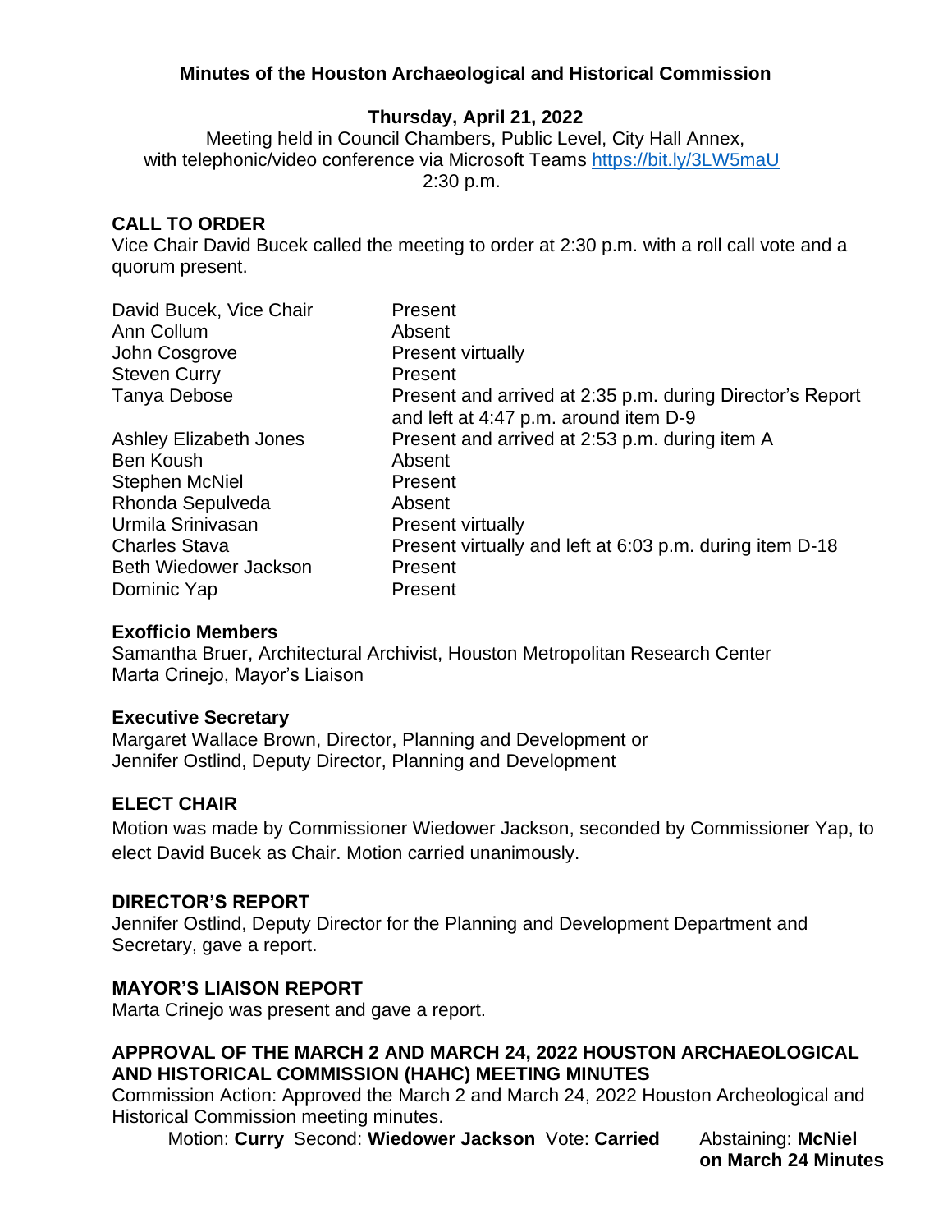# Minutes of the Houston Archaeological and Historical Commission

**Thursday, April 21, 2022**

Meeting held in Council Chambers, Public Level, City Hall Annex, with telephonic/video conference via Microsoft Teams https://bit.ly/3LW5maU

2:30 p.m.

## CALL TO ORDER

Vice Chair David Bucek called the meeting to order at 2:30 p.m. with a roll call vote and a quorum present.

| | |
|---|---|
| David Bucek, Vice Chair | Present |
| Ann Collum | Absent |
| John Cosgrove | Present virtually |
| Steven Curry | Present |
| Tanya Debose | Present and arrived at 2:35 p.m. during Director's Report and left at 4:47 p.m. around item D-9 |
| Ashley Elizabeth Jones | Present and arrived at 2:53 p.m. during item A |
| Ben Koush | Absent |
| Stephen McNiel | Present |
| Rhonda Sepulveda | Absent |
| Urmila Srinivasan | Present virtually |
| Charles Stava | Present virtually and left at 6:03 p.m. during item D-18 |
| Beth Wiedower Jackson | Present |
| Dominic Yap | Present |

**Exofficio Members**

Samantha Bruer, Architectural Archivist, Houston Metropolitan Research Center
Marta Crinejo, Mayor's Liaison

**Executive Secretary**

Margaret Wallace Brown, Director, Planning and Development or
Jennifer Ostlind, Deputy Director, Planning and Development

## ELECT CHAIR

Motion was made by Commissioner Wiedower Jackson, seconded by Commissioner Yap, to elect David Bucek as Chair. Motion carried unanimously.

## DIRECTOR'S REPORT

Jennifer Ostlind, Deputy Director for the Planning and Development Department and Secretary, gave a report.

## MAYOR'S LIAISON REPORT

Marta Crinejo was present and gave a report.

## APPROVAL OF THE MARCH 2 AND MARCH 24, 2022 HOUSTON ARCHAEOLOGICAL AND HISTORICAL COMMISSION (HAHC) MEETING MINUTES

Commission Action: Approved the March 2 and March 24, 2022 Houston Archeological and Historical Commission meeting minutes.

Motion: **Curry** Second: **Wiedower Jackson** Vote: **Carried** Abstaining: **McNiel on March 24 Minutes**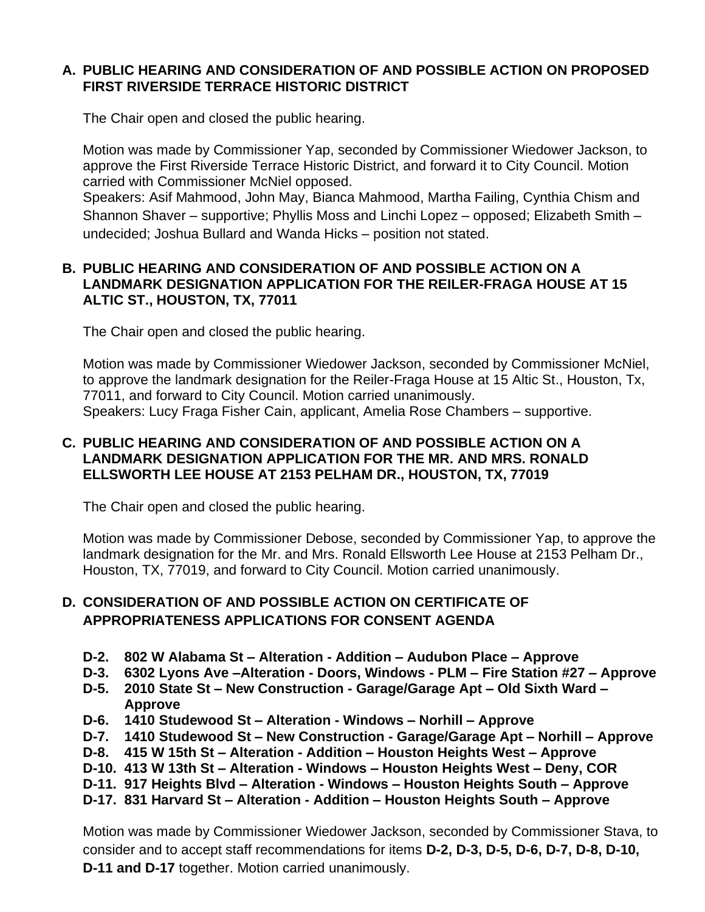## A. PUBLIC HEARING AND CONSIDERATION OF AND POSSIBLE ACTION ON PROPOSED FIRST RIVERSIDE TERRACE HISTORIC DISTRICT

The Chair open and closed the public hearing.

Motion was made by Commissioner Yap, seconded by Commissioner Wiedower Jackson, to approve the First Riverside Terrace Historic District, and forward it to City Council. Motion carried with Commissioner McNiel opposed.
Speakers: Asif Mahmood, John May, Bianca Mahmood, Martha Failing, Cynthia Chism and Shannon Shaver – supportive; Phyllis Moss and Linchi Lopez – opposed; Elizabeth Smith – undecided; Joshua Bullard and Wanda Hicks – position not stated.

## B. PUBLIC HEARING AND CONSIDERATION OF AND POSSIBLE ACTION ON A LANDMARK DESIGNATION APPLICATION FOR THE REILER-FRAGA HOUSE AT 15 ALTIC ST., HOUSTON, TX, 77011

The Chair open and closed the public hearing.

Motion was made by Commissioner Wiedower Jackson, seconded by Commissioner McNiel, to approve the landmark designation for the Reiler-Fraga House at 15 Altic St., Houston, Tx, 77011, and forward to City Council. Motion carried unanimously.
Speakers: Lucy Fraga Fisher Cain, applicant, Amelia Rose Chambers – supportive.

## C. PUBLIC HEARING AND CONSIDERATION OF AND POSSIBLE ACTION ON A LANDMARK DESIGNATION APPLICATION FOR THE MR. AND MRS. RONALD ELLSWORTH LEE HOUSE AT 2153 PELHAM DR., HOUSTON, TX, 77019

The Chair open and closed the public hearing.

Motion was made by Commissioner Debose, seconded by Commissioner Yap, to approve the landmark designation for the Mr. and Mrs. Ronald Ellsworth Lee House at 2153 Pelham Dr., Houston, TX, 77019, and forward to City Council. Motion carried unanimously.

## D. CONSIDERATION OF AND POSSIBLE ACTION ON CERTIFICATE OF APPROPRIATENESS APPLICATIONS FOR CONSENT AGENDA

- **D-2. 802 W Alabama St – Alteration - Addition – Audubon Place – Approve**
- **D-3. 6302 Lyons Ave –Alteration - Doors, Windows - PLM – Fire Station #27 – Approve**
- **D-5. 2010 State St – New Construction - Garage/Garage Apt – Old Sixth Ward – Approve**
- **D-6. 1410 Studewood St – Alteration - Windows – Norhill – Approve**
- **D-7. 1410 Studewood St – New Construction - Garage/Garage Apt – Norhill – Approve**
- **D-8. 415 W 15th St – Alteration - Addition – Houston Heights West – Approve**
- **D-10. 413 W 13th St – Alteration - Windows – Houston Heights West – Deny, COR**
- **D-11. 917 Heights Blvd – Alteration - Windows – Houston Heights South – Approve**
- **D-17. 831 Harvard St – Alteration - Addition – Houston Heights South – Approve**

Motion was made by Commissioner Wiedower Jackson, seconded by Commissioner Stava, to consider and to accept staff recommendations for items **D-2, D-3, D-5, D-6, D-7, D-8, D-10, D-11 and D-17** together. Motion carried unanimously.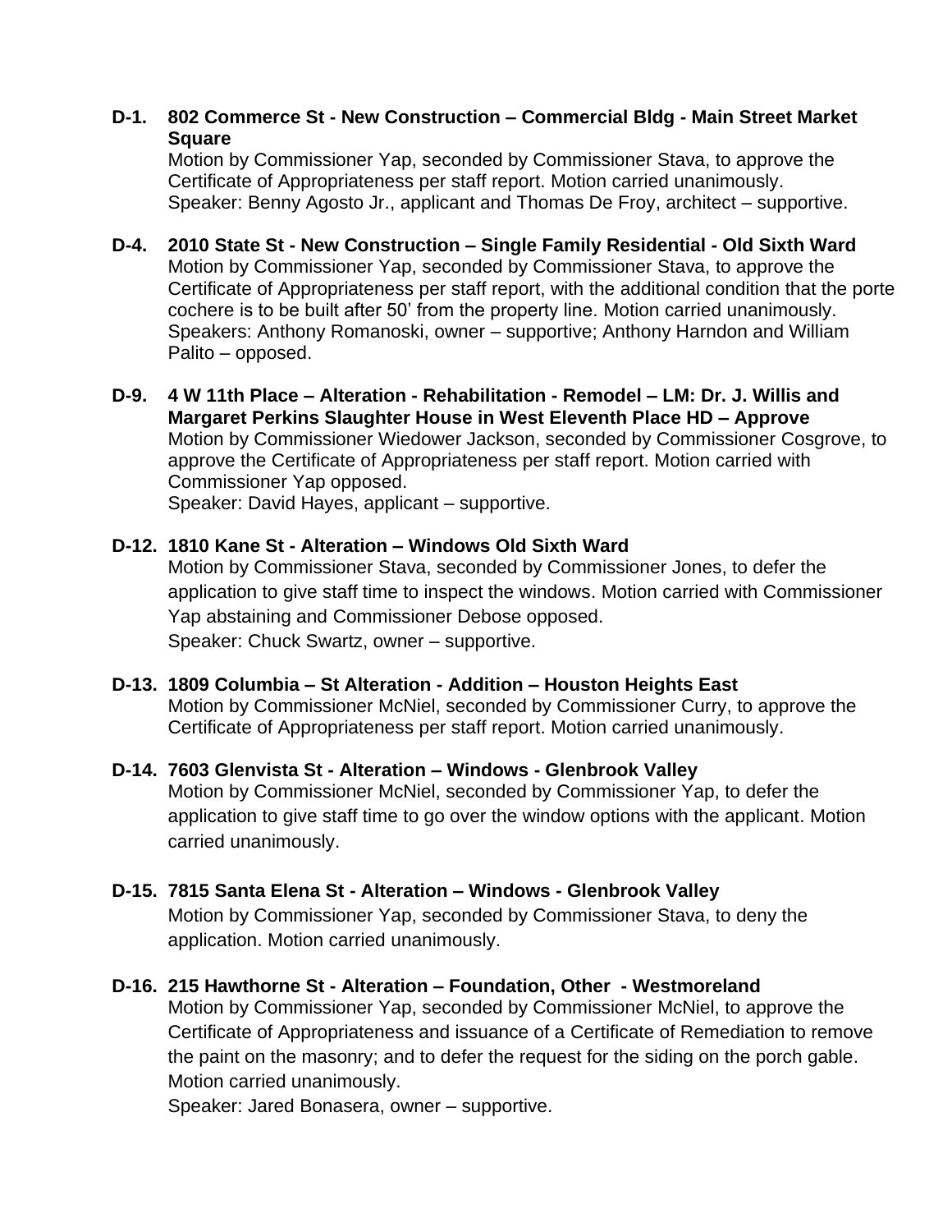**D-1. 802 Commerce St - New Construction – Commercial Bldg - Main Street Market Square**

Motion by Commissioner Yap, seconded by Commissioner Stava, to approve the Certificate of Appropriateness per staff report. Motion carried unanimously.
Speaker: Benny Agosto Jr., applicant and Thomas De Froy, architect – supportive.

**D-4. 2010 State St - New Construction – Single Family Residential - Old Sixth Ward**

Motion by Commissioner Yap, seconded by Commissioner Stava, to approve the Certificate of Appropriateness per staff report, with the additional condition that the porte cochere is to be built after 50' from the property line. Motion carried unanimously.
Speakers: Anthony Romanoski, owner – supportive; Anthony Harndon and William Palito – opposed.

**D-9. 4 W 11th Place – Alteration - Rehabilitation - Remodel – LM: Dr. J. Willis and Margaret Perkins Slaughter House in West Eleventh Place HD – Approve**

Motion by Commissioner Wiedower Jackson, seconded by Commissioner Cosgrove, to approve the Certificate of Appropriateness per staff report. Motion carried with Commissioner Yap opposed.
Speaker: David Hayes, applicant – supportive.

**D-12. 1810 Kane St - Alteration – Windows Old Sixth Ward**

Motion by Commissioner Stava, seconded by Commissioner Jones, to defer the application to give staff time to inspect the windows. Motion carried with Commissioner Yap abstaining and Commissioner Debose opposed.
Speaker: Chuck Swartz, owner – supportive.

**D-13. 1809 Columbia – St Alteration - Addition – Houston Heights East**

Motion by Commissioner McNiel, seconded by Commissioner Curry, to approve the Certificate of Appropriateness per staff report. Motion carried unanimously.

**D-14. 7603 Glenvista St - Alteration – Windows - Glenbrook Valley**

Motion by Commissioner McNiel, seconded by Commissioner Yap, to defer the application to give staff time to go over the window options with the applicant. Motion carried unanimously.

**D-15. 7815 Santa Elena St - Alteration – Windows - Glenbrook Valley**

Motion by Commissioner Yap, seconded by Commissioner Stava, to deny the application. Motion carried unanimously.

**D-16. 215 Hawthorne St - Alteration – Foundation, Other - Westmoreland**

Motion by Commissioner Yap, seconded by Commissioner McNiel, to approve the Certificate of Appropriateness and issuance of a Certificate of Remediation to remove the paint on the masonry; and to defer the request for the siding on the porch gable. Motion carried unanimously.
Speaker: Jared Bonasera, owner – supportive.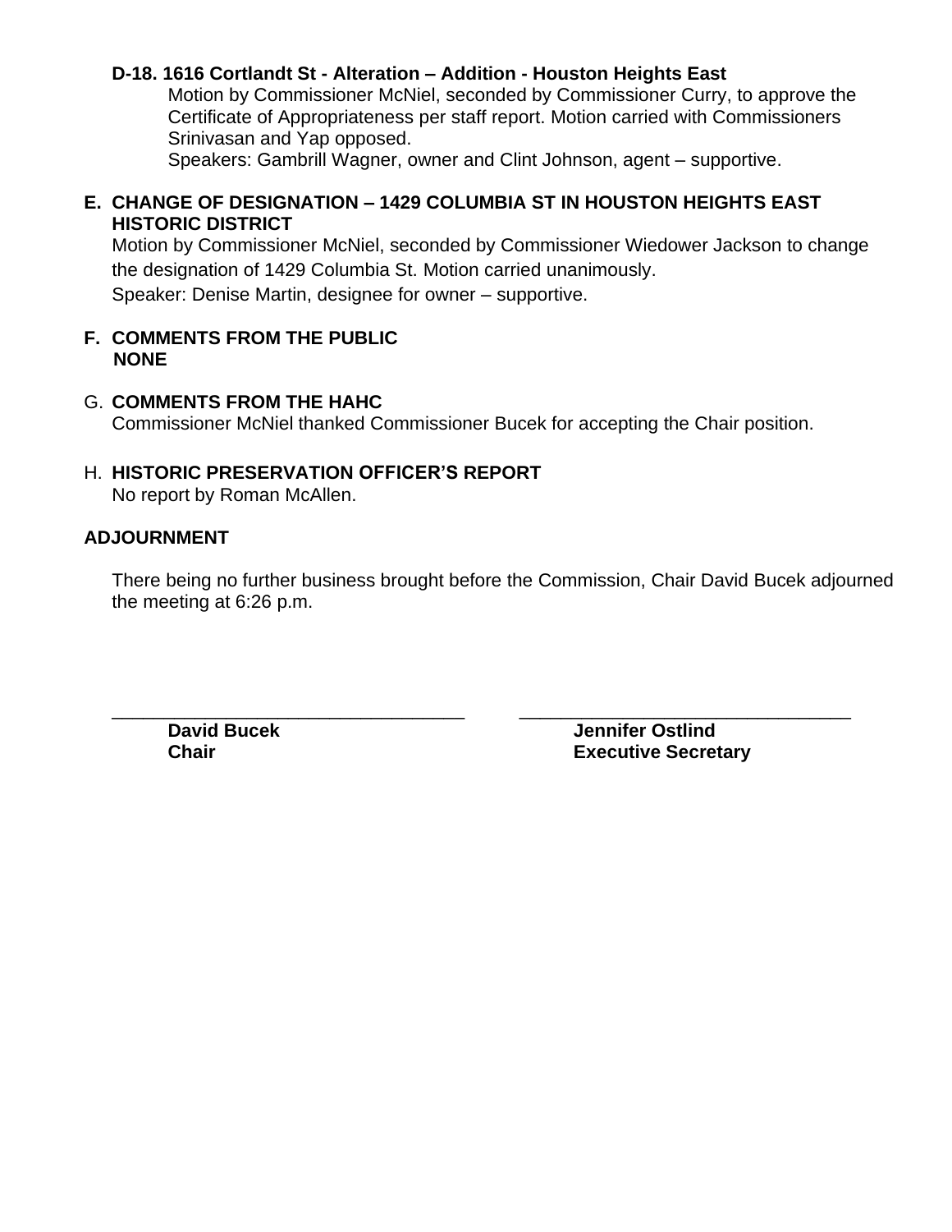**D-18. 1616 Cortlandt St - Alteration – Addition - Houston Heights East**

Motion by Commissioner McNiel, seconded by Commissioner Curry, to approve the Certificate of Appropriateness per staff report. Motion carried with Commissioners Srinivasan and Yap opposed.

Speakers: Gambrill Wagner, owner and Clint Johnson, agent – supportive.

## E. CHANGE OF DESIGNATION – 1429 COLUMBIA ST IN HOUSTON HEIGHTS EAST HISTORIC DISTRICT

Motion by Commissioner McNiel, seconded by Commissioner Wiedower Jackson to change the designation of 1429 Columbia St. Motion carried unanimously.

Speaker: Denise Martin, designee for owner – supportive.

## F. COMMENTS FROM THE PUBLIC

**NONE**

## G. COMMENTS FROM THE HAHC

Commissioner McNiel thanked Commissioner Bucek for accepting the Chair position.

## H. HISTORIC PRESERVATION OFFICER'S REPORT

No report by Roman McAllen.

## ADJOURNMENT

There being no further business brought before the Commission, Chair David Bucek adjourned the meeting at 6:26 p.m.

___________________________________ ___________________________________

**David Bucek**
**Chair**

**Jennifer Ostlind**
**Executive Secretary**